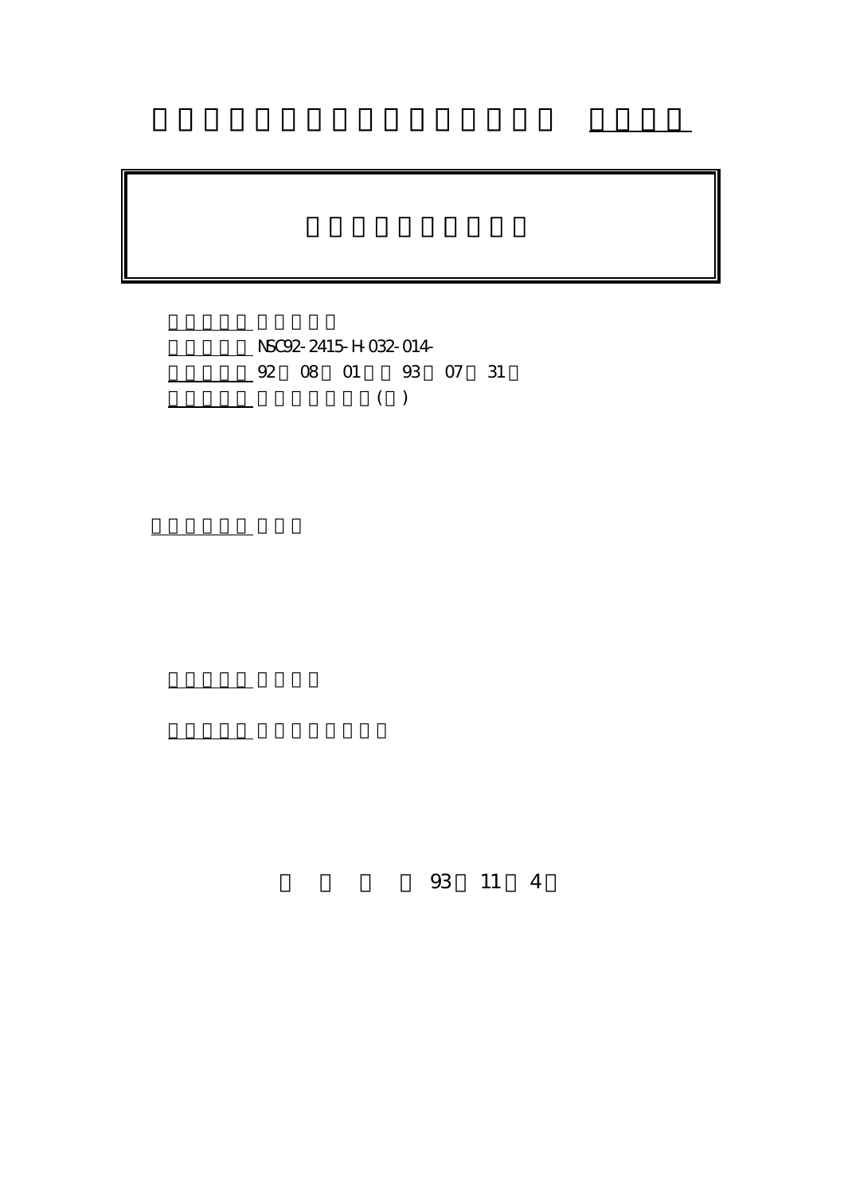NSC92-2415-H-032-014-

92 08 01 93 07 31

( )

93 11 4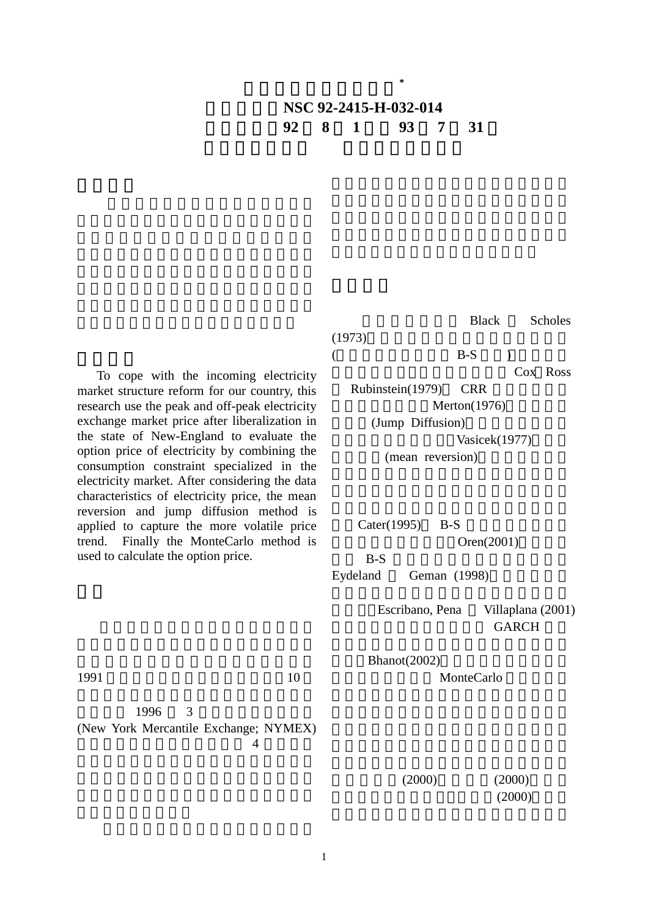\*

NSC 92-2415-H-032-014

92 8 1 93 7 31

To cope with the incoming electricity market structure reform for our country, this research use the peak and off-peak electricity exchange market price after liberalization in the state of New-England to evaluate the option price of electricity by combining the consumption constraint specialized in the electricity market. After considering the data characteristics of electricity price, the mean reversion and jump diffusion method is applied to capture the more volatile price trend. Finally the MonteCarlo method is used to calculate the option price.

1991 10

1996 3

(New York Mercantile Exchange; NYMEX) 4

Black Scholes (1973)

( B-S )

Cox Ross

Rubinstein(1979) CRR

Merton(1976)

(Jump Diffusion)

Vasicek(1977)

(mean reversion)

Cater(1995) B-S

Oren(2001)

B-S

Eydeland Geman (1998)

Escribano, Pena Villaplana (2001)

GARCH

Bhanot(2002)

MonteCarlo

(2000) (2000)

(2000)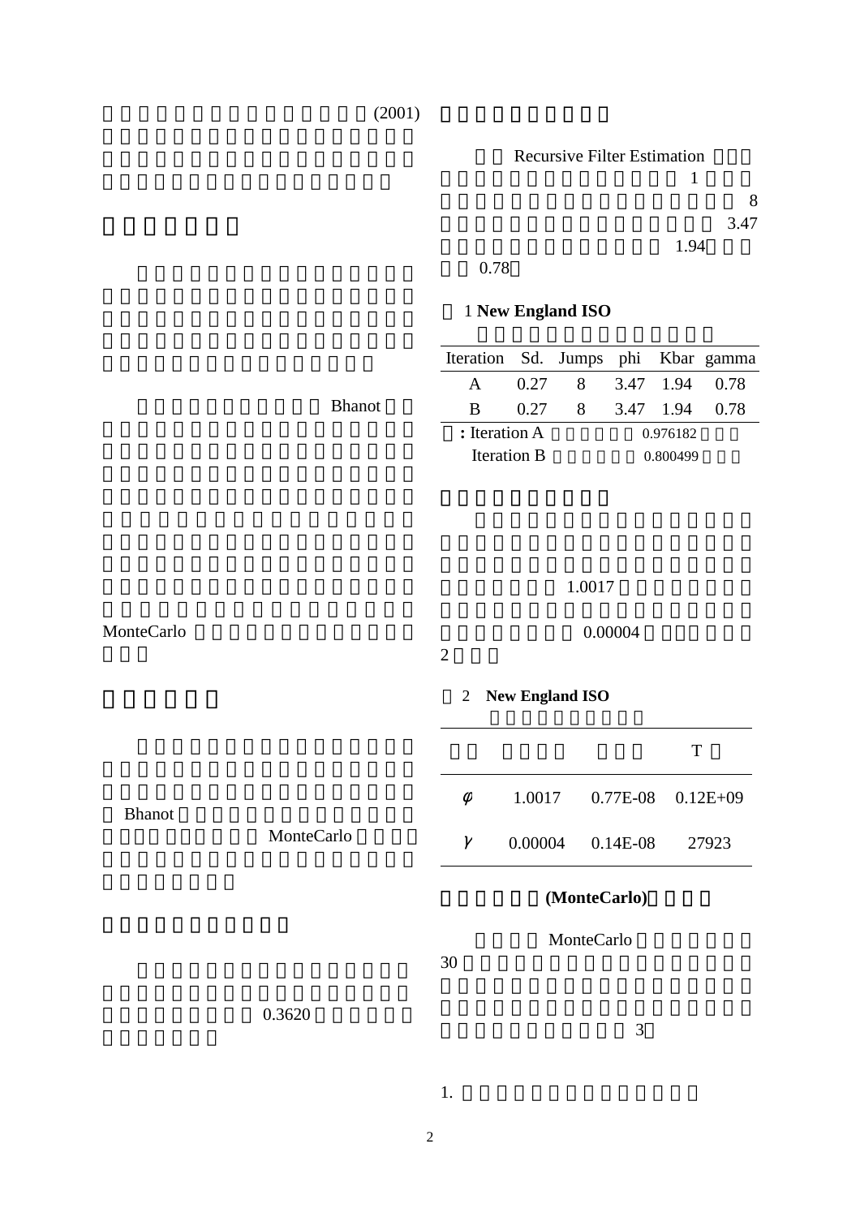(2001)

Bhanot

MonteCarlo

Bhanot

MonteCarlo

0.3620

Recursive Filter Estimation 1 8 3.47 1.94 0.78

1 **New England ISO**

| Iteration | Sd. | Jumps | phi | Kbar | gamma |
|---|---|---|---|---|---|
| A | 0.27 | 8 | 3.47 | 1.94 | 0.78 |
| B | 0.27 | 8 | 3.47 | 1.94 | 0.78 |

**:** Iteration A 0.976182

Iteration B 0.800499

1.0017 0.00004 2

2 **New England ISO**

| | | | T |
|---|---|---|---|
| $\phi$ | 1.0017 | 0.77E-08 | 0.12E+09 |
| $\gamma$ | 0.00004 | 0.14E-08 | 27923 |

**(MonteCarlo)**

MonteCarlo 30 3

1.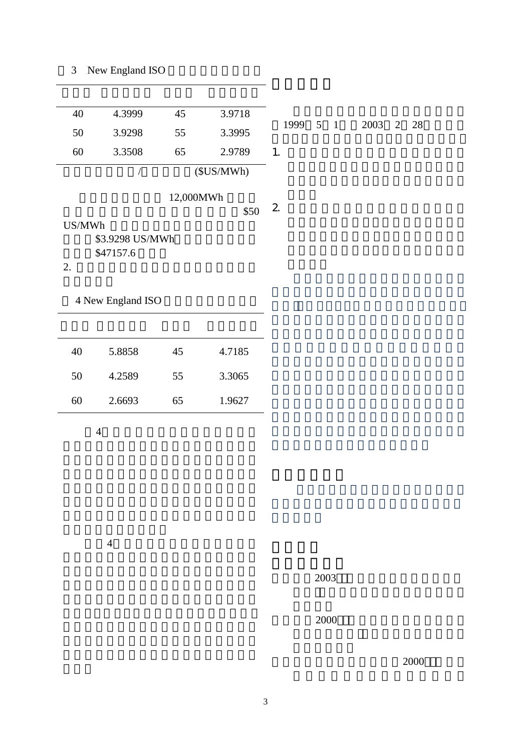3 New England ISO

| | | | |
|---|---|---|---|
| 40 | 4.3999 | 45 | 3.9718 |
| 50 | 3.9298 | 55 | 3.3995 |
| 60 | 3.3508 | 65 | 2.9789 |

/ ($US/MWh)

12,000MWh

$50 US/MWh

$3.9298 US/MWh

$47157.6

2.

4 New England ISO

| | | | |
|---|---|---|---|
| 40 | 5.8858 | 45 | 4.7185 |
| 50 | 4.2589 | 55 | 3.3065 |
| 60 | 2.6693 | 65 | 1.9627 |

4

4

1999 5 1 2003 2 28

1.

2.

2003

2000

2000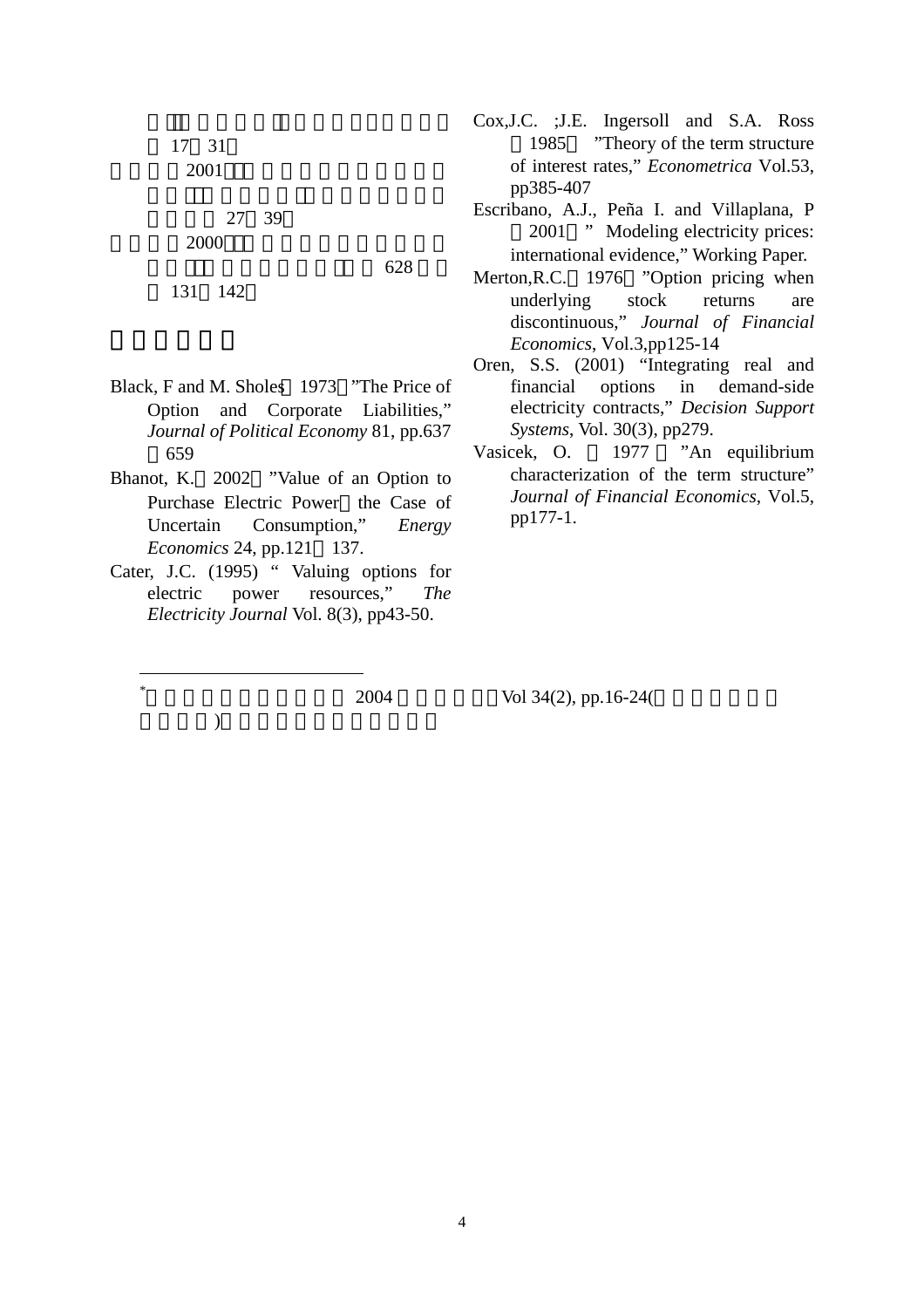17 31

2001

27 39

2000

628

131 142

Black, F and M. Sholes 1973 "The Price of Option and Corporate Liabilities," *Journal of Political Economy* 81, pp.637 659

Bhanot, K. 2002 "Value of an Option to Purchase Electric Power the Case of Uncertain Consumption," *Energy Economics* 24, pp.121 137.

Cater, J.C. (1995) " Valuing options for electric power resources," *The Electricity Journal* Vol. 8(3), pp43-50.

Cox,J.C. ;J.E. Ingersoll and S.A. Ross 1985 "Theory of the term structure of interest rates," *Econometrica* Vol.53, pp385-407

Escribano, A.J., Peña I. and Villaplana, P 2001 " Modeling electricity prices: international evidence," Working Paper.

Merton,R.C. 1976 "Option pricing when underlying stock returns are discontinuous," *Journal of Financial Economics*, Vol.3,pp125-14

Oren, S.S. (2001) "Integrating real and financial options in demand-side electricity contracts," *Decision Support Systems*, Vol. 30(3), pp279.

Vasicek, O. 1977 "An equilibrium characterization of the term structure" *Journal of Financial Economics*, Vol.5, pp177-1.

---

* 2004 Vol 34(2), pp.16-24( )